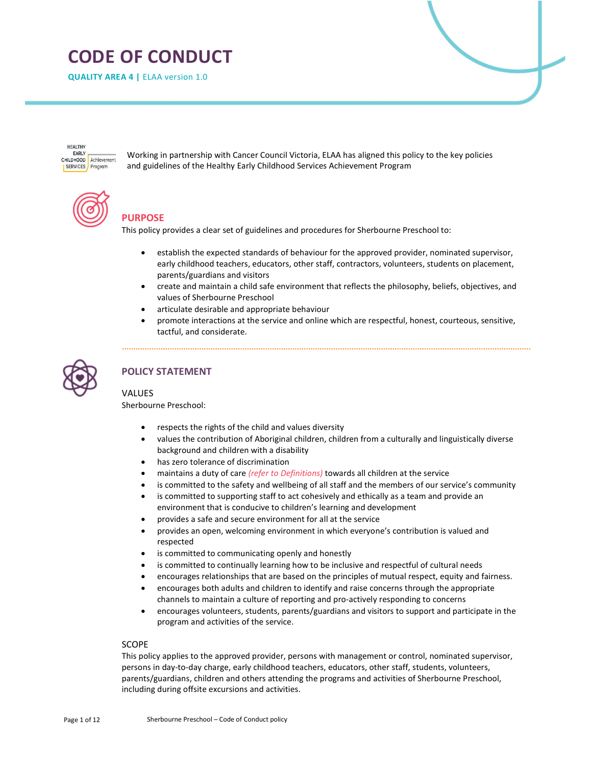# CODE OF CONDUCT

**QUALITY AREA 4 |** ELAA version 1.0

Working in partnership with Cancer Council Victoria, ELAA has aligned this policy to the key policies and guidelines of the Healthy Early Childhood Services Achievement Program

## PURPOSE

This policy provides a clear set of guidelines and procedures for Sherbourne Preschool to:

- establish the expected standards of behaviour for the approved provider, nominated supervisor, early childhood teachers, educators, other staff, contractors, volunteers, students on placement, parents/guardians and visitors
- create and maintain a child safe environment that reflects the philosophy, beliefs, objectives, and values of Sherbourne Preschool
- articulate desirable and appropriate behaviour
- promote interactions at the service and online which are respectful, honest, courteous, sensitive, tactful, and considerate.

## POLICY STATEMENT

### VALUES

Sherbourne Preschool:

- respects the rights of the child and values diversity
- values the contribution of Aboriginal children, children from a culturally and linguistically diverse background and children with a disability
- has zero tolerance of discrimination
- maintains a duty of care *(refer to Definitions)* towards all children at the service
- is committed to the safety and wellbeing of all staff and the members of our service's community
- is committed to supporting staff to act cohesively and ethically as a team and provide an environment that is conducive to children's learning and development
- provides a safe and secure environment for all at the service
- provides an open, welcoming environment in which everyone's contribution is valued and respected
- is committed to communicating openly and honestly
- is committed to continually learning how to be inclusive and respectful of cultural needs
- encourages relationships that are based on the principles of mutual respect, equity and fairness.
- encourages both adults and children to identify and raise concerns through the appropriate channels to maintain a culture of reporting and pro-actively responding to concerns
- encourages volunteers, students, parents/guardians and visitors to support and participate in the program and activities of the service.

### SCOPE

This policy applies to the approved provider, persons with management or control, nominated supervisor, persons in day-to-day charge, early childhood teachers, educators, other staff, students, volunteers, parents/guardians, children and others attending the programs and activities of Sherbourne Preschool, including during offsite excursions and activities.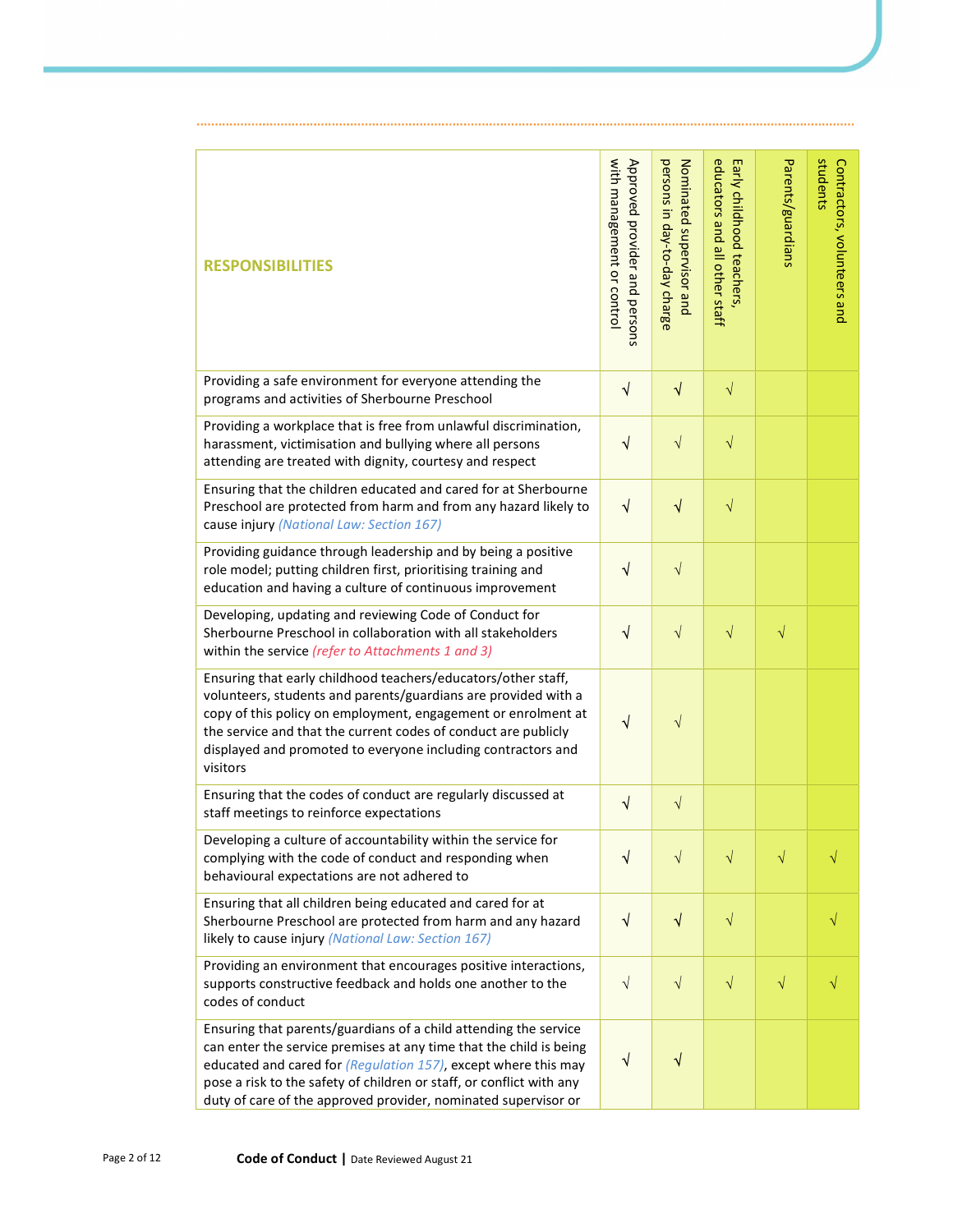| RESPONSIBILITIES | Approved provider and persons with management or control | Nominated supervisor and persons in day-to-day charge | Early childhood teachers, educators and all other staff | Parents/guardians | Contractors, volunteers and students |
|---|---|---|---|---|---|
| Providing a safe environment for everyone attending the programs and activities of Sherbourne Preschool | √ | √ | √ | | |
| Providing a workplace that is free from unlawful discrimination, harassment, victimisation and bullying where all persons attending are treated with dignity, courtesy and respect | √ | √ | √ | | |
| Ensuring that the children educated and cared for at Sherbourne Preschool are protected from harm and from any hazard likely to cause injury *(National Law: Section 167)* | √ | √ | √ | | |
| Providing guidance through leadership and by being a positive role model; putting children first, prioritising training and education and having a culture of continuous improvement | √ | √ | | | |
| Developing, updating and reviewing Code of Conduct for Sherbourne Preschool in collaboration with all stakeholders within the service *(refer to Attachments 1 and 3)* | √ | √ | √ | √ | |
| Ensuring that early childhood teachers/educators/other staff, volunteers, students and parents/guardians are provided with a copy of this policy on employment, engagement or enrolment at the service and that the current codes of conduct are publicly displayed and promoted to everyone including contractors and visitors | √ | √ | | | |
| Ensuring that the codes of conduct are regularly discussed at staff meetings to reinforce expectations | √ | √ | | | |
| Developing a culture of accountability within the service for complying with the code of conduct and responding when behavioural expectations are not adhered to | √ | √ | √ | √ | √ |
| Ensuring that all children being educated and cared for at Sherbourne Preschool are protected from harm and any hazard likely to cause injury *(National Law: Section 167)* | √ | √ | √ | | √ |
| Providing an environment that encourages positive interactions, supports constructive feedback and holds one another to the codes of conduct | √ | √ | √ | √ | √ |
| Ensuring that parents/guardians of a child attending the service can enter the service premises at any time that the child is being educated and cared for *(Regulation 157)*, except where this may pose a risk to the safety of children or staff, or conflict with any duty of care of the approved provider, nominated supervisor or | √ | √ | | | |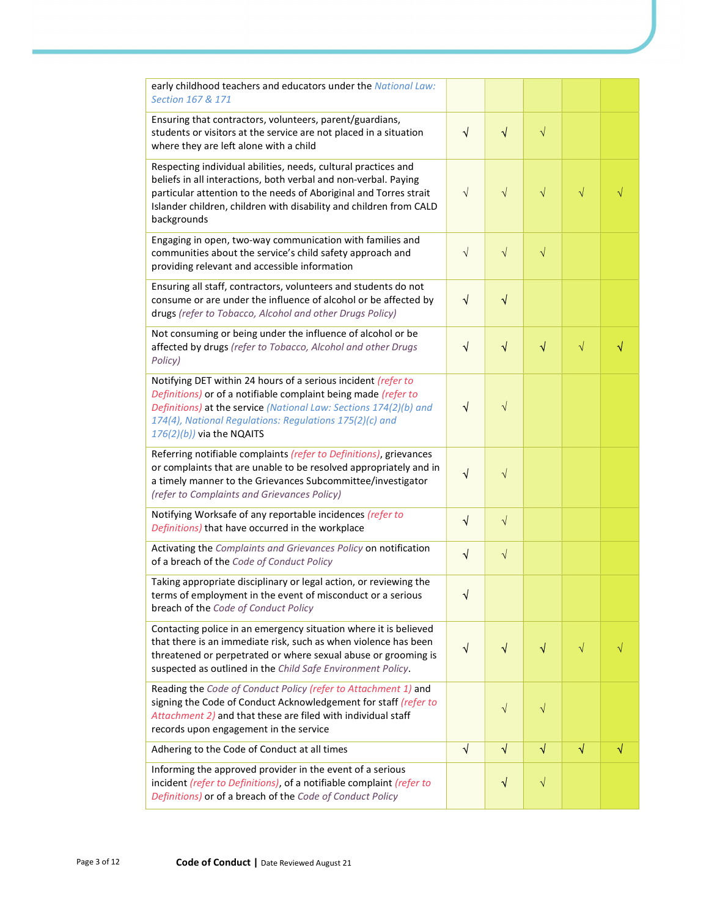| | | | | | |
|---|---|---|---|---|---|
| early childhood teachers and educators under the *National Law: Section 167 & 171* | | | | | |
| Ensuring that contractors, volunteers, parent/guardians, students or visitors at the service are not placed in a situation where they are left alone with a child | √ | √ | √ | | |
| Respecting individual abilities, needs, cultural practices and beliefs in all interactions, both verbal and non-verbal. Paying particular attention to the needs of Aboriginal and Torres strait Islander children, children with disability and children from CALD backgrounds | √ | √ | √ | √ | √ |
| Engaging in open, two-way communication with families and communities about the service's child safety approach and providing relevant and accessible information | √ | √ | √ | | |
| Ensuring all staff, contractors, volunteers and students do not consume or are under the influence of alcohol or be affected by drugs *(refer to Tobacco, Alcohol and other Drugs Policy)* | √ | √ | | | |
| Not consuming or being under the influence of alcohol or be affected by drugs *(refer to Tobacco, Alcohol and other Drugs Policy)* | √ | √ | √ | √ | √ |
| Notifying DET within 24 hours of a serious incident *(refer to Definitions)* or of a notifiable complaint being made *(refer to Definitions)* at the service *(National Law: Sections 174(2)(b) and 174(4), National Regulations: Regulations 175(2)(c) and 176(2)(b))* via the NQAITS | √ | √ | | | |
| Referring notifiable complaints *(refer to Definitions)*, grievances or complaints that are unable to be resolved appropriately and in a timely manner to the Grievances Subcommittee/investigator *(refer to Complaints and Grievances Policy)* | √ | √ | | | |
| Notifying Worksafe of any reportable incidences *(refer to Definitions)* that have occurred in the workplace | √ | √ | | | |
| Activating the *Complaints and Grievances Policy* on notification of a breach of the *Code of Conduct Policy* | √ | √ | | | |
| Taking appropriate disciplinary or legal action, or reviewing the terms of employment in the event of misconduct or a serious breach of the *Code of Conduct Policy* | √ | | | | |
| Contacting police in an emergency situation where it is believed that there is an immediate risk, such as when violence has been threatened or perpetrated or where sexual abuse or grooming is suspected as outlined in the *Child Safe Environment Policy*. | √ | √ | √ | √ | √ |
| Reading the *Code of Conduct Policy (refer to Attachment 1)* and signing the Code of Conduct Acknowledgement for staff *(refer to Attachment 2)* and that these are filed with individual staff records upon engagement in the service | | √ | √ | | |
| Adhering to the Code of Conduct at all times | √ | √ | √ | √ | √ |
| Informing the approved provider in the event of a serious incident *(refer to Definitions)*, of a notifiable complaint *(refer to Definitions)* or of a breach of the *Code of Conduct Policy* | | √ | √ | | |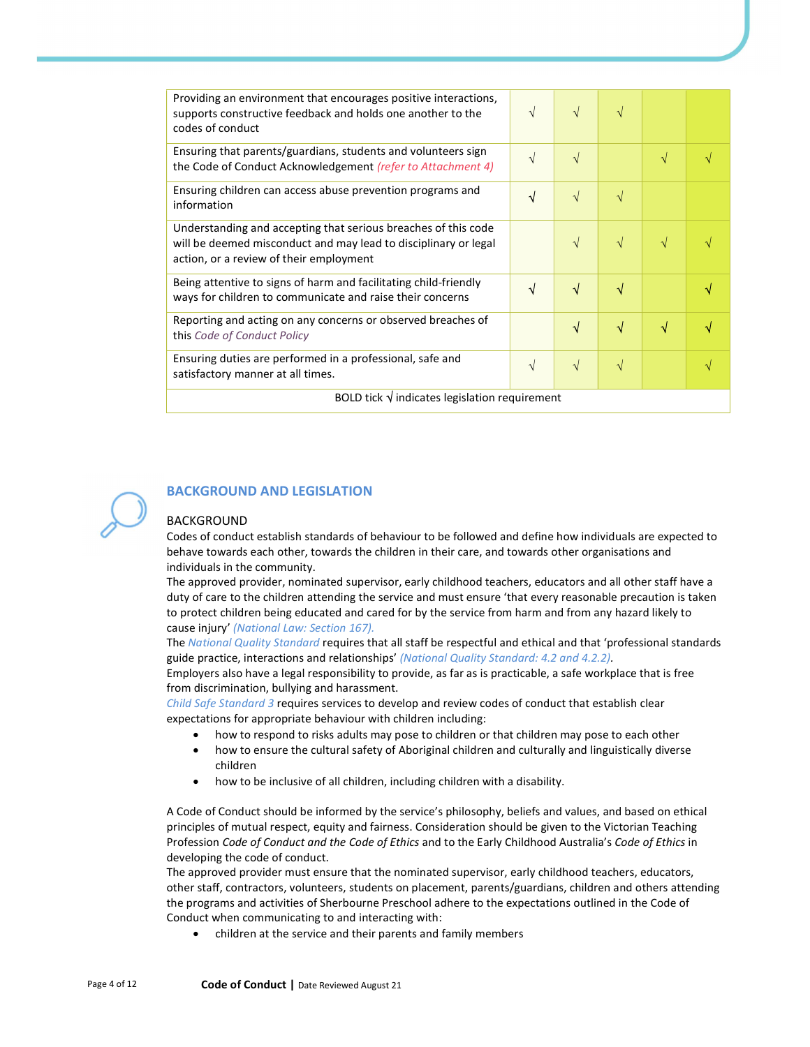| | | | | | |
|---|---|---|---|---|---|
| Providing an environment that encourages positive interactions, supports constructive feedback and holds one another to the codes of conduct | √ | √ | √ | | |
| Ensuring that parents/guardians, students and volunteers sign the Code of Conduct Acknowledgement *(refer to Attachment 4)* | √ | √ | | √ | √ |
| Ensuring children can access abuse prevention programs and information | **√** | √ | √ | | |
| Understanding and accepting that serious breaches of this code will be deemed misconduct and may lead to disciplinary or legal action, or a review of their employment | | √ | √ | √ | √ |
| Being attentive to signs of harm and facilitating child-friendly ways for children to communicate and raise their concerns | **√** | **√** | **√** | | **√** |
| Reporting and acting on any concerns or observed breaches of this *Code of Conduct Policy* | | **√** | **√** | **√** | **√** |
| Ensuring duties are performed in a professional, safe and satisfactory manner at all times. | √ | √ | √ | | √ |
| BOLD tick √ indicates legislation requirement | | | | | |

## BACKGROUND AND LEGISLATION

### BACKGROUND

Codes of conduct establish standards of behaviour to be followed and define how individuals are expected to behave towards each other, towards the children in their care, and towards other organisations and individuals in the community.

The approved provider, nominated supervisor, early childhood teachers, educators and all other staff have a duty of care to the children attending the service and must ensure 'that every reasonable precaution is taken to protect children being educated and cared for by the service from harm and from any hazard likely to cause injury' *(National Law: Section 167).*

The *National Quality Standard* requires that all staff be respectful and ethical and that 'professional standards guide practice, interactions and relationships' *(National Quality Standard: 4.2 and 4.2.2)*.

Employers also have a legal responsibility to provide, as far as is practicable, a safe workplace that is free from discrimination, bullying and harassment.

*Child Safe Standard 3* requires services to develop and review codes of conduct that establish clear expectations for appropriate behaviour with children including:

- how to respond to risks adults may pose to children or that children may pose to each other
- how to ensure the cultural safety of Aboriginal children and culturally and linguistically diverse children
- how to be inclusive of all children, including children with a disability.

A Code of Conduct should be informed by the service's philosophy, beliefs and values, and based on ethical principles of mutual respect, equity and fairness. Consideration should be given to the Victorian Teaching Profession *Code of Conduct and the Code of Ethics* and to the Early Childhood Australia's *Code of Ethics* in developing the code of conduct.

The approved provider must ensure that the nominated supervisor, early childhood teachers, educators, other staff, contractors, volunteers, students on placement, parents/guardians, children and others attending the programs and activities of Sherbourne Preschool adhere to the expectations outlined in the Code of Conduct when communicating to and interacting with:

- children at the service and their parents and family members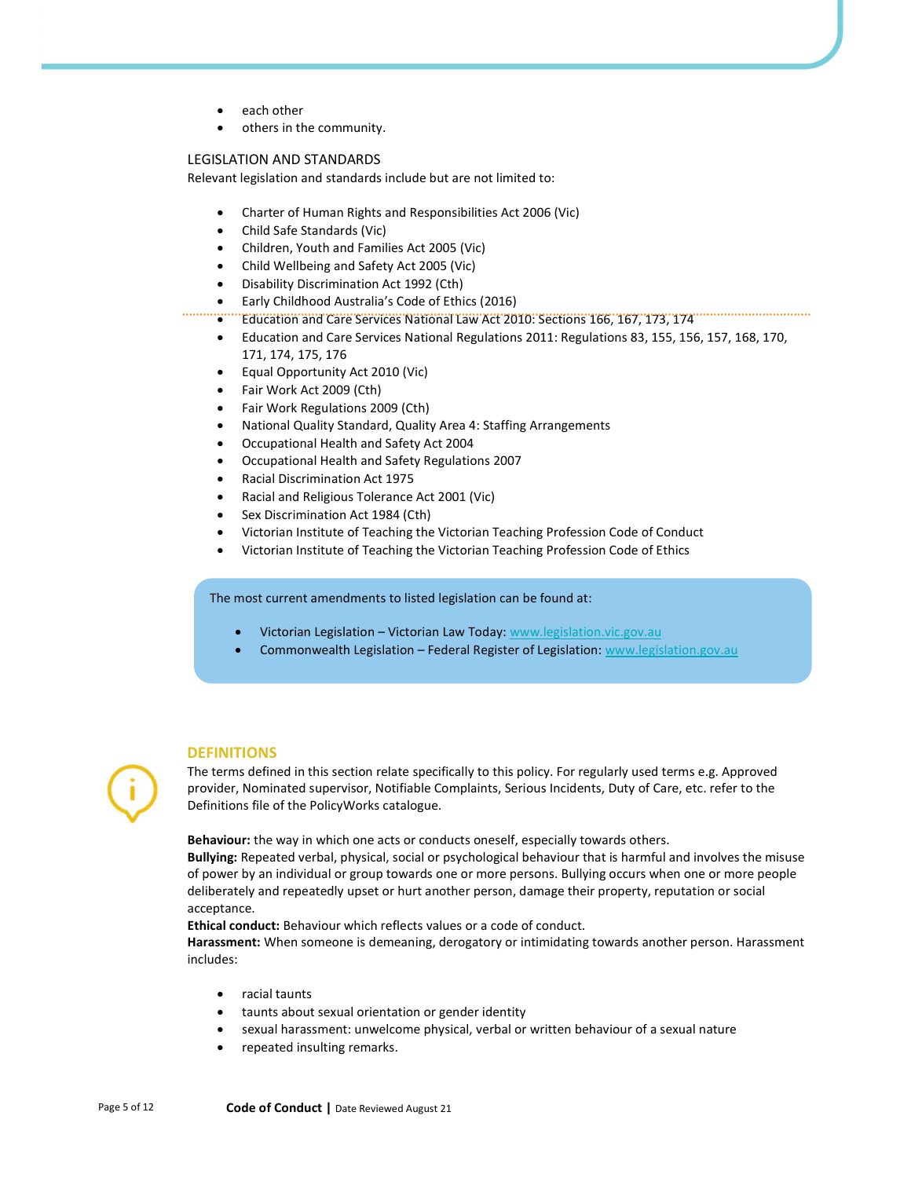- each other
- others in the community.

## LEGISLATION AND STANDARDS

Relevant legislation and standards include but are not limited to:

- Charter of Human Rights and Responsibilities Act 2006 (Vic)
- Child Safe Standards (Vic)
- Children, Youth and Families Act 2005 (Vic)
- Child Wellbeing and Safety Act 2005 (Vic)
- Disability Discrimination Act 1992 (Cth)
- Early Childhood Australia's Code of Ethics (2016)
- Education and Care Services National Law Act 2010: Sections 166, 167, 173, 174
- Education and Care Services National Regulations 2011: Regulations 83, 155, 156, 157, 168, 170, 171, 174, 175, 176
- Equal Opportunity Act 2010 (Vic)
- Fair Work Act 2009 (Cth)
- Fair Work Regulations 2009 (Cth)
- National Quality Standard, Quality Area 4: Staffing Arrangements
- Occupational Health and Safety Act 2004
- Occupational Health and Safety Regulations 2007
- Racial Discrimination Act 1975
- Racial and Religious Tolerance Act 2001 (Vic)
- Sex Discrimination Act 1984 (Cth)
- Victorian Institute of Teaching the Victorian Teaching Profession Code of Conduct
- Victorian Institute of Teaching the Victorian Teaching Profession Code of Ethics

The most current amendments to listed legislation can be found at:

- Victorian Legislation – Victorian Law Today: www.legislation.vic.gov.au
- Commonwealth Legislation – Federal Register of Legislation: www.legislation.gov.au

## DEFINITIONS

The terms defined in this section relate specifically to this policy. For regularly used terms e.g. Approved provider, Nominated supervisor, Notifiable Complaints, Serious Incidents, Duty of Care, etc. refer to the Definitions file of the PolicyWorks catalogue.

**Behaviour:** the way in which one acts or conducts oneself, especially towards others.
**Bullying:** Repeated verbal, physical, social or psychological behaviour that is harmful and involves the misuse of power by an individual or group towards one or more persons. Bullying occurs when one or more people deliberately and repeatedly upset or hurt another person, damage their property, reputation or social acceptance.
**Ethical conduct:** Behaviour which reflects values or a code of conduct.
**Harassment:** When someone is demeaning, derogatory or intimidating towards another person. Harassment includes:

- racial taunts
- taunts about sexual orientation or gender identity
- sexual harassment: unwelcome physical, verbal or written behaviour of a sexual nature
- repeated insulting remarks.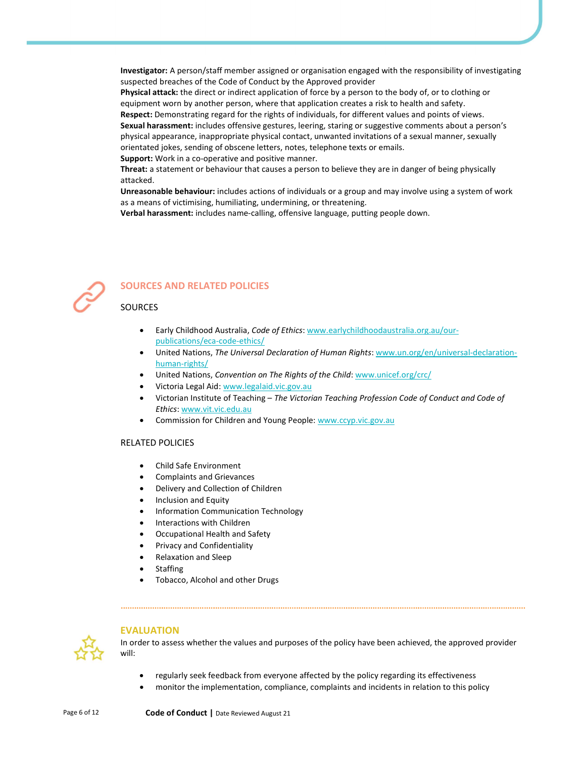**Investigator:** A person/staff member assigned or organisation engaged with the responsibility of investigating suspected breaches of the Code of Conduct by the Approved provider

**Physical attack:** the direct or indirect application of force by a person to the body of, or to clothing or equipment worn by another person, where that application creates a risk to health and safety.

**Respect:** Demonstrating regard for the rights of individuals, for different values and points of views.

**Sexual harassment:** includes offensive gestures, leering, staring or suggestive comments about a person's physical appearance, inappropriate physical contact, unwanted invitations of a sexual manner, sexually orientated jokes, sending of obscene letters, notes, telephone texts or emails.

**Support:** Work in a co-operative and positive manner.

**Threat:** a statement or behaviour that causes a person to believe they are in danger of being physically attacked.

**Unreasonable behaviour:** includes actions of individuals or a group and may involve using a system of work as a means of victimising, humiliating, undermining, or threatening.

**Verbal harassment:** includes name-calling, offensive language, putting people down.

## SOURCES AND RELATED POLICIES

### SOURCES

- Early Childhood Australia, *Code of Ethics*: www.earlychildhoodaustralia.org.au/our-publications/eca-code-ethics/
- United Nations, *The Universal Declaration of Human Rights*: www.un.org/en/universal-declaration-human-rights/
- United Nations, *Convention on The Rights of the Child*: www.unicef.org/crc/
- Victoria Legal Aid: www.legalaid.vic.gov.au
- Victorian Institute of Teaching – *The Victorian Teaching Profession Code of Conduct and Code of Ethics*: www.vit.vic.edu.au
- Commission for Children and Young People: www.ccyp.vic.gov.au

### RELATED POLICIES

- Child Safe Environment
- Complaints and Grievances
- Delivery and Collection of Children
- Inclusion and Equity
- Information Communication Technology
- Interactions with Children
- Occupational Health and Safety
- Privacy and Confidentiality
- Relaxation and Sleep
- Staffing
- Tobacco, Alcohol and other Drugs

## EVALUATION

In order to assess whether the values and purposes of the policy have been achieved, the approved provider will:

- regularly seek feedback from everyone affected by the policy regarding its effectiveness
- monitor the implementation, compliance, complaints and incidents in relation to this policy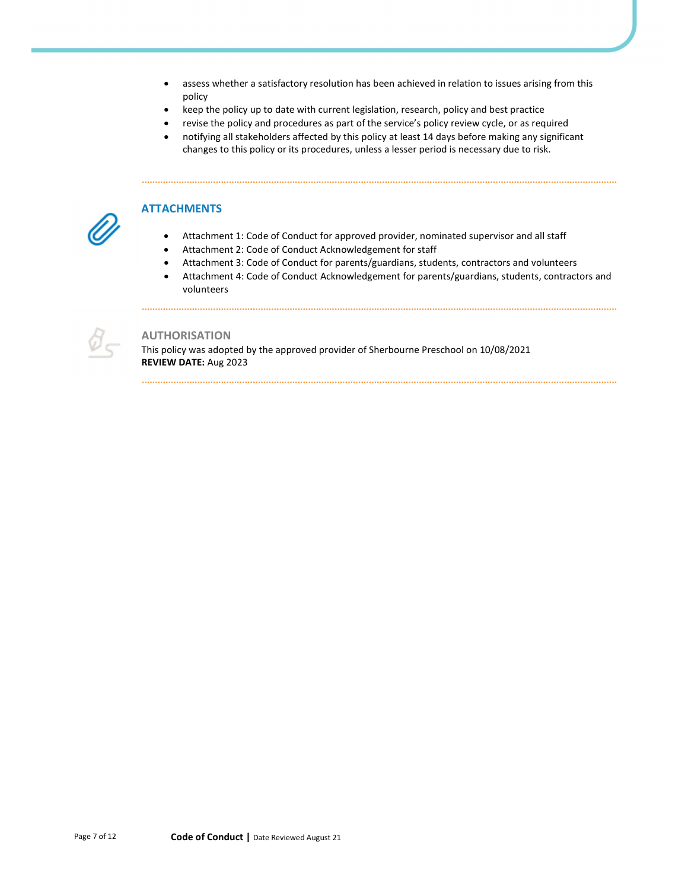- assess whether a satisfactory resolution has been achieved in relation to issues arising from this policy
- keep the policy up to date with current legislation, research, policy and best practice
- revise the policy and procedures as part of the service's policy review cycle, or as required
- notifying all stakeholders affected by this policy at least 14 days before making any significant changes to this policy or its procedures, unless a lesser period is necessary due to risk.

## ATTACHMENTS

- Attachment 1: Code of Conduct for approved provider, nominated supervisor and all staff
- Attachment 2: Code of Conduct Acknowledgement for staff
- Attachment 3: Code of Conduct for parents/guardians, students, contractors and volunteers
- Attachment 4: Code of Conduct Acknowledgement for parents/guardians, students, contractors and volunteers

## AUTHORISATION

This policy was adopted by the approved provider of Sherbourne Preschool on 10/08/2021

**REVIEW DATE:** Aug 2023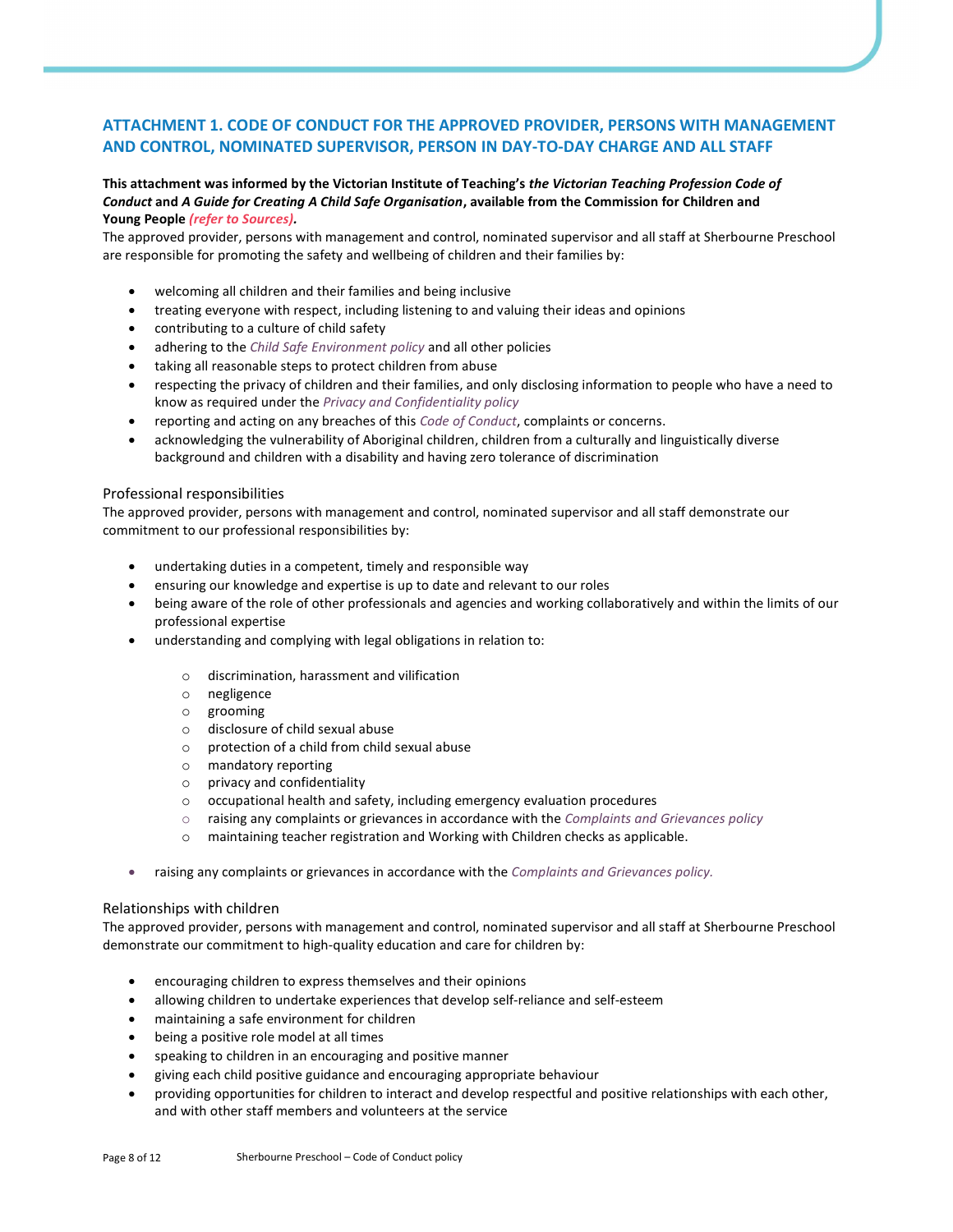## ATTACHMENT 1. CODE OF CONDUCT FOR THE APPROVED PROVIDER, PERSONS WITH MANAGEMENT AND CONTROL, NOMINATED SUPERVISOR, PERSON IN DAY-TO-DAY CHARGE AND ALL STAFF

**This attachment was informed by the Victorian Institute of Teaching's *the Victorian Teaching Profession Code of Conduct* and *A Guide for Creating A Child Safe Organisation*, available from the Commission for Children and Young People *(refer to Sources)*.**

The approved provider, persons with management and control, nominated supervisor and all staff at Sherbourne Preschool are responsible for promoting the safety and wellbeing of children and their families by:

- welcoming all children and their families and being inclusive
- treating everyone with respect, including listening to and valuing their ideas and opinions
- contributing to a culture of child safety
- adhering to the *Child Safe Environment policy* and all other policies
- taking all reasonable steps to protect children from abuse
- respecting the privacy of children and their families, and only disclosing information to people who have a need to know as required under the *Privacy and Confidentiality policy*
- reporting and acting on any breaches of this *Code of Conduct*, complaints or concerns.
- acknowledging the vulnerability of Aboriginal children, children from a culturally and linguistically diverse background and children with a disability and having zero tolerance of discrimination

### Professional responsibilities

The approved provider, persons with management and control, nominated supervisor and all staff demonstrate our commitment to our professional responsibilities by:

- undertaking duties in a competent, timely and responsible way
- ensuring our knowledge and expertise is up to date and relevant to our roles
- being aware of the role of other professionals and agencies and working collaboratively and within the limits of our professional expertise
- understanding and complying with legal obligations in relation to:
  - discrimination, harassment and vilification
  - negligence
  - grooming
  - disclosure of child sexual abuse
  - protection of a child from child sexual abuse
  - mandatory reporting
  - privacy and confidentiality
  - occupational health and safety, including emergency evaluation procedures
  - raising any complaints or grievances in accordance with the *Complaints and Grievances policy*
  - maintaining teacher registration and Working with Children checks as applicable.
- raising any complaints or grievances in accordance with the *Complaints and Grievances policy.*

### Relationships with children

The approved provider, persons with management and control, nominated supervisor and all staff at Sherbourne Preschool demonstrate our commitment to high-quality education and care for children by:

- encouraging children to express themselves and their opinions
- allowing children to undertake experiences that develop self-reliance and self-esteem
- maintaining a safe environment for children
- being a positive role model at all times
- speaking to children in an encouraging and positive manner
- giving each child positive guidance and encouraging appropriate behaviour
- providing opportunities for children to interact and develop respectful and positive relationships with each other, and with other staff members and volunteers at the service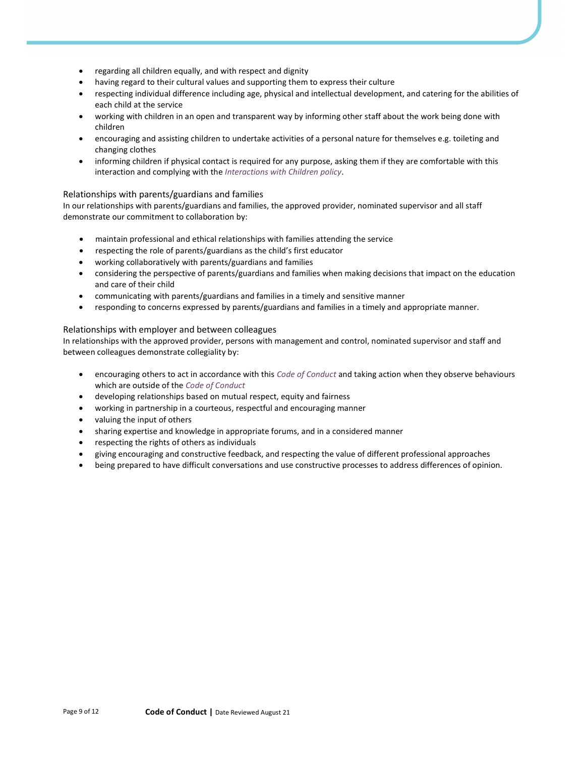- regarding all children equally, and with respect and dignity
- having regard to their cultural values and supporting them to express their culture
- respecting individual difference including age, physical and intellectual development, and catering for the abilities of each child at the service
- working with children in an open and transparent way by informing other staff about the work being done with children
- encouraging and assisting children to undertake activities of a personal nature for themselves e.g. toileting and changing clothes
- informing children if physical contact is required for any purpose, asking them if they are comfortable with this interaction and complying with the *Interactions with Children policy*.

### Relationships with parents/guardians and families

In our relationships with parents/guardians and families, the approved provider, nominated supervisor and all staff demonstrate our commitment to collaboration by:

- maintain professional and ethical relationships with families attending the service
- respecting the role of parents/guardians as the child's first educator
- working collaboratively with parents/guardians and families
- considering the perspective of parents/guardians and families when making decisions that impact on the education and care of their child
- communicating with parents/guardians and families in a timely and sensitive manner
- responding to concerns expressed by parents/guardians and families in a timely and appropriate manner.

### Relationships with employer and between colleagues

In relationships with the approved provider, persons with management and control, nominated supervisor and staff and between colleagues demonstrate collegiality by:

- encouraging others to act in accordance with this *Code of Conduct* and taking action when they observe behaviours which are outside of the *Code of Conduct*
- developing relationships based on mutual respect, equity and fairness
- working in partnership in a courteous, respectful and encouraging manner
- valuing the input of others
- sharing expertise and knowledge in appropriate forums, and in a considered manner
- respecting the rights of others as individuals
- giving encouraging and constructive feedback, and respecting the value of different professional approaches
- being prepared to have difficult conversations and use constructive processes to address differences of opinion.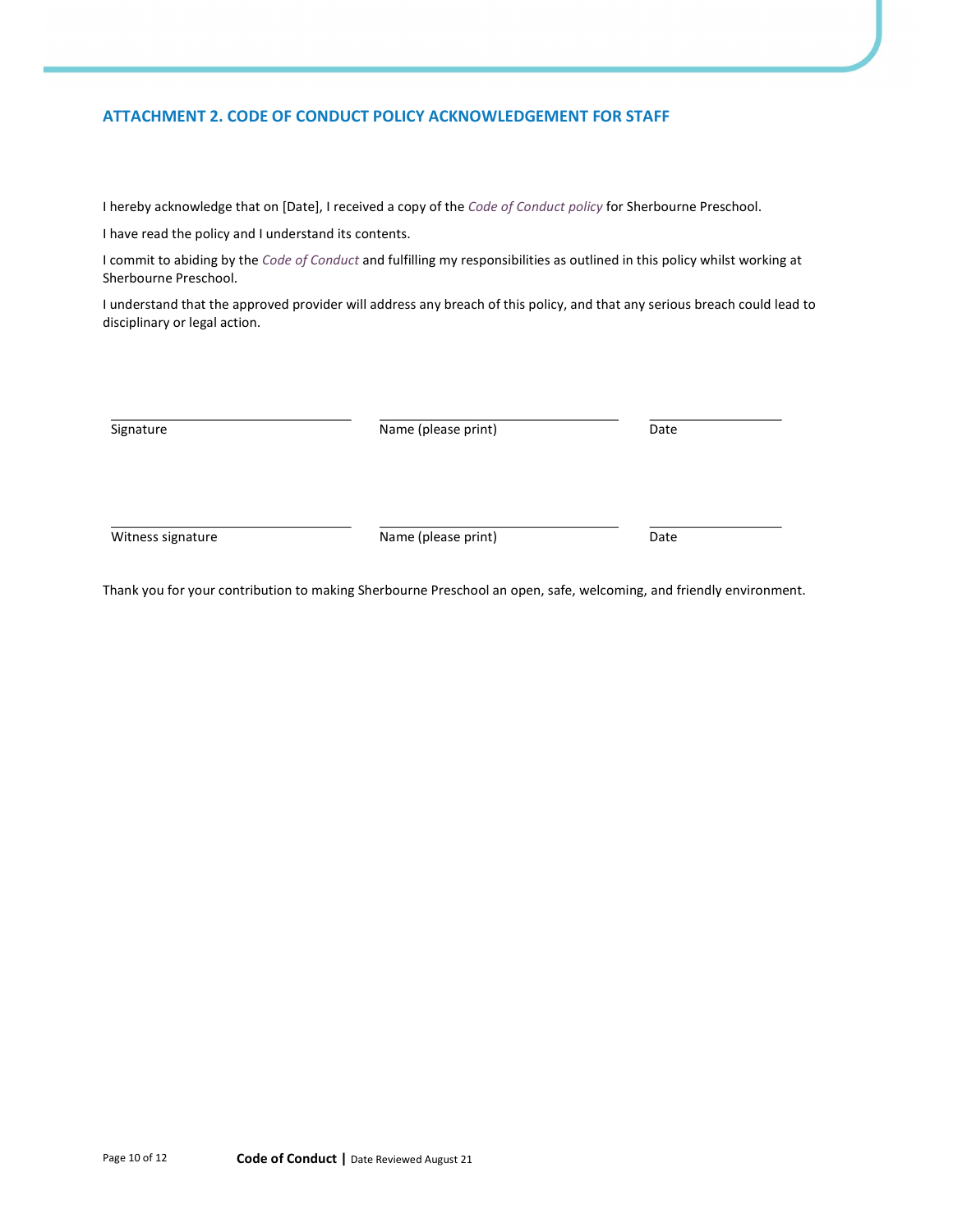## ATTACHMENT 2. CODE OF CONDUCT POLICY ACKNOWLEDGEMENT FOR STAFF

I hereby acknowledge that on [Date], I received a copy of the *Code of Conduct policy* for Sherbourne Preschool.

I have read the policy and I understand its contents.

I commit to abiding by the *Code of Conduct* and fulfilling my responsibilities as outlined in this policy whilst working at Sherbourne Preschool.

I understand that the approved provider will address any breach of this policy, and that any serious breach could lead to disciplinary or legal action.

| _______________________ | _______________________ | ______________ |
|---|---|---|
| Signature | Name (please print) | Date |

| _______________________ | _______________________ | ______________ |
|---|---|---|
| Witness signature | Name (please print) | Date |

Thank you for your contribution to making Sherbourne Preschool an open, safe, welcoming, and friendly environment.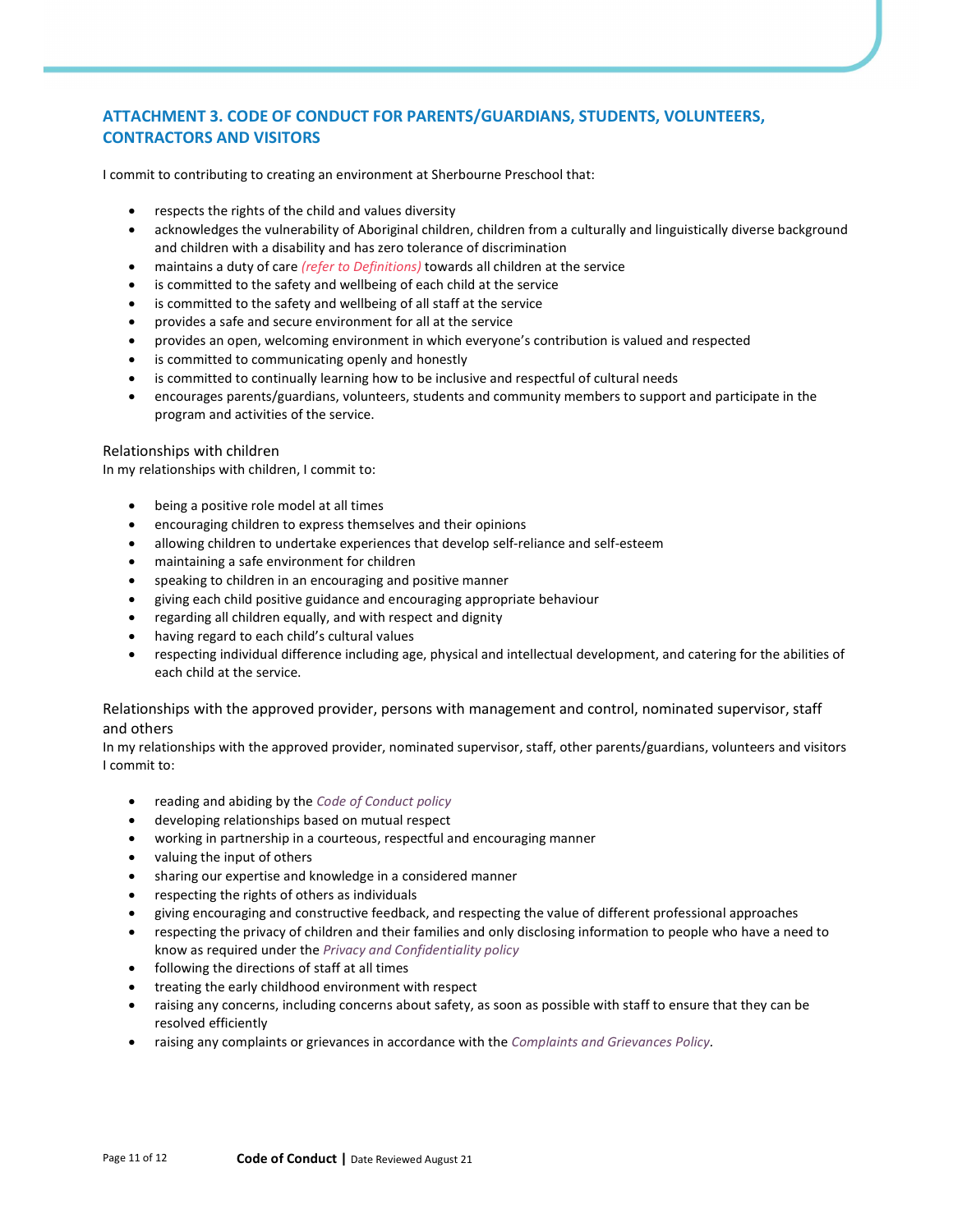## ATTACHMENT 3. CODE OF CONDUCT FOR PARENTS/GUARDIANS, STUDENTS, VOLUNTEERS, CONTRACTORS AND VISITORS

I commit to contributing to creating an environment at Sherbourne Preschool that:

- respects the rights of the child and values diversity
- acknowledges the vulnerability of Aboriginal children, children from a culturally and linguistically diverse background and children with a disability and has zero tolerance of discrimination
- maintains a duty of care *(refer to Definitions)* towards all children at the service
- is committed to the safety and wellbeing of each child at the service
- is committed to the safety and wellbeing of all staff at the service
- provides a safe and secure environment for all at the service
- provides an open, welcoming environment in which everyone's contribution is valued and respected
- is committed to communicating openly and honestly
- is committed to continually learning how to be inclusive and respectful of cultural needs
- encourages parents/guardians, volunteers, students and community members to support and participate in the program and activities of the service.

### Relationships with children

In my relationships with children, I commit to:

- being a positive role model at all times
- encouraging children to express themselves and their opinions
- allowing children to undertake experiences that develop self-reliance and self-esteem
- maintaining a safe environment for children
- speaking to children in an encouraging and positive manner
- giving each child positive guidance and encouraging appropriate behaviour
- regarding all children equally, and with respect and dignity
- having regard to each child's cultural values
- respecting individual difference including age, physical and intellectual development, and catering for the abilities of each child at the service.

### Relationships with the approved provider, persons with management and control, nominated supervisor, staff and others

In my relationships with the approved provider, nominated supervisor, staff, other parents/guardians, volunteers and visitors I commit to:

- reading and abiding by the *Code of Conduct policy*
- developing relationships based on mutual respect
- working in partnership in a courteous, respectful and encouraging manner
- valuing the input of others
- sharing our expertise and knowledge in a considered manner
- respecting the rights of others as individuals
- giving encouraging and constructive feedback, and respecting the value of different professional approaches
- respecting the privacy of children and their families and only disclosing information to people who have a need to know as required under the *Privacy and Confidentiality policy*
- following the directions of staff at all times
- treating the early childhood environment with respect
- raising any concerns, including concerns about safety, as soon as possible with staff to ensure that they can be resolved efficiently
- raising any complaints or grievances in accordance with the *Complaints and Grievances Policy*.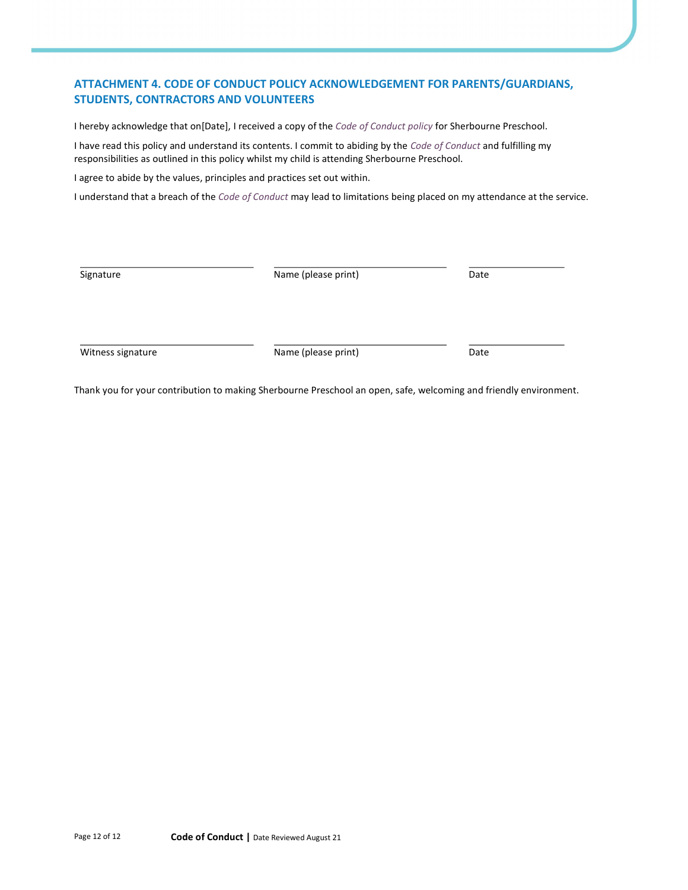## ATTACHMENT 4. CODE OF CONDUCT POLICY ACKNOWLEDGEMENT FOR PARENTS/GUARDIANS, STUDENTS, CONTRACTORS AND VOLUNTEERS

I hereby acknowledge that on[Date], I received a copy of the *Code of Conduct policy* for Sherbourne Preschool.

I have read this policy and understand its contents. I commit to abiding by the *Code of Conduct* and fulfilling my responsibilities as outlined in this policy whilst my child is attending Sherbourne Preschool.

I agree to abide by the values, principles and practices set out within.

I understand that a breach of the *Code of Conduct* may lead to limitations being placed on my attendance at the service.

| | | |
|---|---|---|
| ______________________________ | ______________________________ | ________________ |
| Signature | Name (please print) | Date |
| ______________________________ | ______________________________ | ________________ |
| Witness signature | Name (please print) | Date |

Thank you for your contribution to making Sherbourne Preschool an open, safe, welcoming and friendly environment.